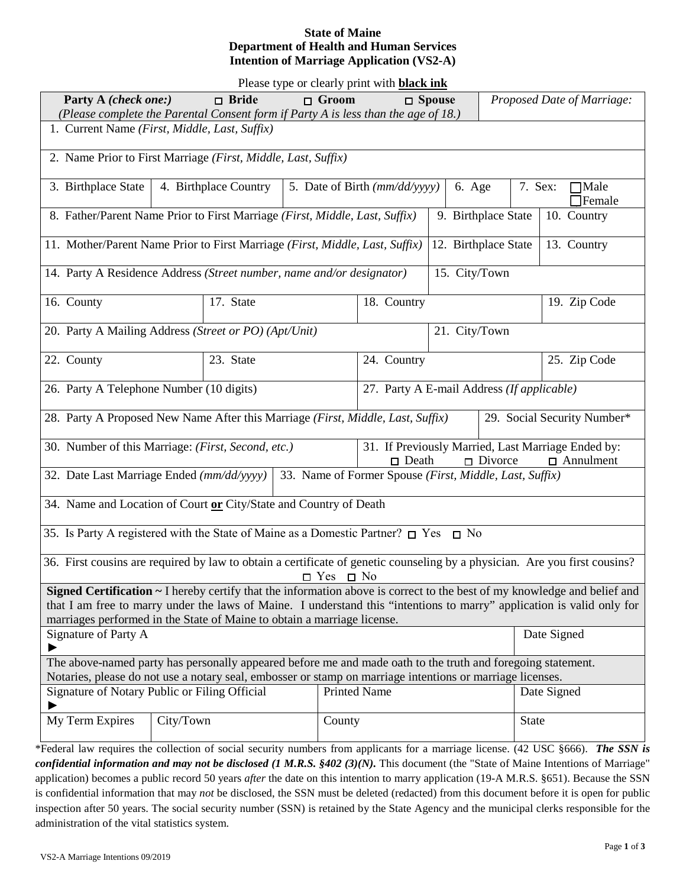**State of Maine**
**Department of Health and Human Services**
**Intention of Marriage Application (VS2-A)**

Please type or clearly print with **black ink**

| **Party A** *(check one:)* ☐ **Bride** ☐ **Groom** ☐ **Spouse** *(Please complete the Parental Consent form if Party A is less than the age of 18.)* | | | | | *Proposed Date of Marriage:* |
|---|---|---|---|---|---|
| 1. Current Name *(First, Middle, Last, Suffix)* | | | | | |
| 2. Name Prior to First Marriage *(First, Middle, Last, Suffix)* | | | | | |
| 3. Birthplace State | 4. Birthplace Country | 5. Date of Birth *(mm/dd/yyyy)* | 6. Age | 7. Sex: ☐Male ☐Female | |
| 8. Father/Parent Name Prior to First Marriage *(First, Middle, Last, Suffix)* | | | 9. Birthplace State | 10. Country | |
| 11. Mother/Parent Name Prior to First Marriage *(First, Middle, Last, Suffix)* | | | 12. Birthplace State | 13. Country | |
| 14. Party A Residence Address *(Street number, name and/or designator)* | | | 15. City/Town | | |
| 16. County | 17. State | 18. Country | | 19. Zip Code | |
| 20. Party A Mailing Address *(Street or PO) (Apt/Unit)* | | | 21. City/Town | | |
| 22. County | 23. State | 24. Country | | 25. Zip Code | |
| 26. Party A Telephone Number (10 digits) | | 27. Party A E-mail Address *(If applicable)* | | | |
| 28. Party A Proposed New Name After this Marriage *(First, Middle, Last, Suffix)* | | | | 29. Social Security Number* | |
| 30. Number of this Marriage: *(First, Second, etc.)* | | 31. If Previously Married, Last Marriage Ended by: ☐ Death ☐ Divorce ☐ Annulment | | | |
| 32. Date Last Marriage Ended *(mm/dd/yyyy)* | 33. Name of Former Spouse *(First, Middle, Last, Suffix)* | | | | |
| 34. Name and Location of Court **or** City/State and Country of Death | | | | | |
| 35. Is Party A registered with the State of Maine as a Domestic Partner? ☐ Yes ☐ No | | | | | |
| 36. First cousins are required by law to obtain a certificate of genetic counseling by a physician. Are you first cousins? ☐ Yes ☐ No | | | | | |
| **Signed Certification ~** I hereby certify that the information above is correct to the best of my knowledge and belief and that I am free to marry under the laws of Maine. I understand this "intentions to marry" application is valid only for marriages performed in the State of Maine to obtain a marriage license. | | | | | |
| Signature of Party A ► | | | | Date Signed | |
| The above-named party has personally appeared before me and made oath to the truth and foregoing statement. Notaries, please do not use a notary seal, embosser or stamp on marriage intentions or marriage licenses. | | | | | |
| Signature of Notary Public or Filing Official ► | | Printed Name | | Date Signed | |
| My Term Expires | City/Town | County | | State | |

*Federal law requires the collection of social security numbers from applicants for a marriage license. (42 USC §666). ***The SSN is confidential information and may not be disclosed (1 M.R.S. §402 (3)(N).*** This document (the "State of Maine Intentions of Marriage" application) becomes a public record 50 years *after* the date on this intention to marry application (19-A M.R.S. §651). Because the SSN is confidential information that may *not* be disclosed, the SSN must be deleted (redacted) from this document before it is open for public inspection after 50 years. The social security number (SSN) is retained by the State Agency and the municipal clerks responsible for the administration of the vital statistics system.

VS2-A Marriage Intentions 09/2019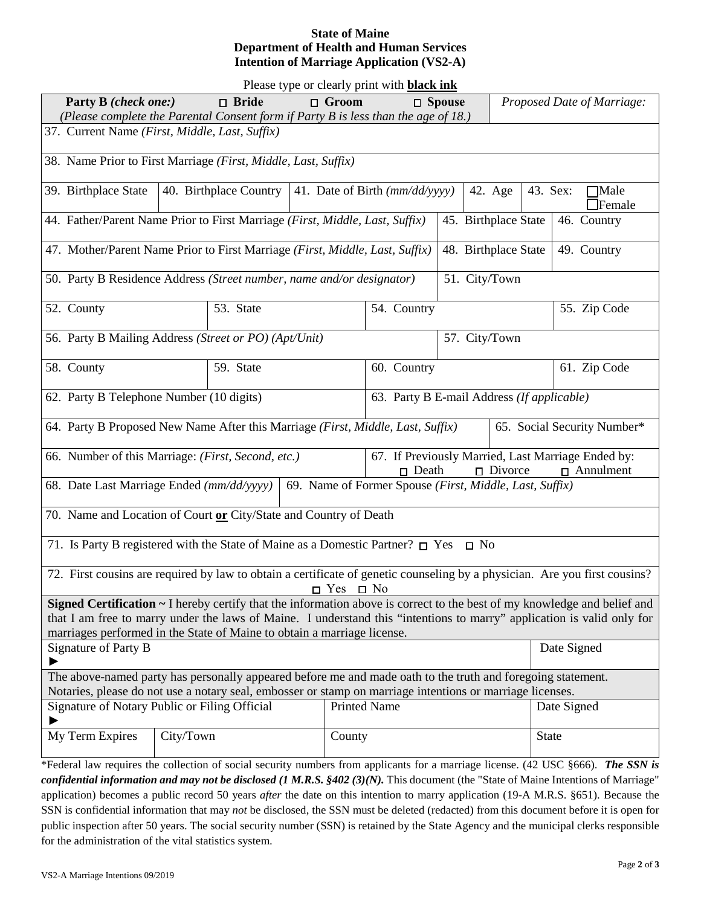**State of Maine**
**Department of Health and Human Services**
**Intention of Marriage Application (VS2-A)**

Please type or clearly print with **black ink**

| | | | |
|---|---|---|---|
| **Party B** *(check one:)* ☐ **Bride** ☐ **Groom** ☐ **Spouse** *(Please complete the Parental Consent form if Party B is less than the age of 18.)* | | | *Proposed Date of Marriage:* |
| 37. Current Name *(First, Middle, Last, Suffix)* | | | |
| 38. Name Prior to First Marriage *(First, Middle, Last, Suffix)* | | | |
| 39. Birthplace State | 40. Birthplace Country | 41. Date of Birth *(mm/dd/yyyy)* | 42. Age / 43. Sex: ☐Male ☐Female |
| 44. Father/Parent Name Prior to First Marriage *(First, Middle, Last, Suffix)* | | 45. Birthplace State | 46. Country |
| 47. Mother/Parent Name Prior to First Marriage *(First, Middle, Last, Suffix)* | | 48. Birthplace State | 49. Country |
| 50. Party B Residence Address *(Street number, name and/or designator)* | | 51. City/Town | |
| 52. County | 53. State | 54. Country | 55. Zip Code |
| 56. Party B Mailing Address *(Street or PO) (Apt/Unit)* | | 57. City/Town | |
| 58. County | 59. State | 60. Country | 61. Zip Code |
| 62. Party B Telephone Number (10 digits) | | 63. Party B E-mail Address *(If applicable)* | |
| 64. Party B Proposed New Name After this Marriage *(First, Middle, Last, Suffix)* | | | 65. Social Security Number* |
| 66. Number of this Marriage: *(First, Second, etc.)* | | 67. If Previously Married, Last Marriage Ended by: ☐ Death ☐ Divorce ☐ Annulment | |
| 68. Date Last Marriage Ended *(mm/dd/yyyy)* | 69. Name of Former Spouse *(First, Middle, Last, Suffix)* | | |
| 70. Name and Location of Court **or** City/State and Country of Death | | | |
| 71. Is Party B registered with the State of Maine as a Domestic Partner? ☐ Yes ☐ No | | | |
| 72. First cousins are required by law to obtain a certificate of genetic counseling by a physician. Are you first cousins? ☐ Yes ☐ No | | | |

**Signed Certification ~** I hereby certify that the information above is correct to the best of my knowledge and belief and that I am free to marry under the laws of Maine. I understand this "intentions to marry" application is valid only for marriages performed in the State of Maine to obtain a marriage license.

| | | | |
|---|---|---|---|
| Signature of Party B ► | | | Date Signed |

The above-named party has personally appeared before me and made oath to the truth and foregoing statement.
Notaries, please do not use a notary seal, embosser or stamp on marriage intentions or marriage licenses.

| | | | |
|---|---|---|---|
| Signature of Notary Public or Filing Official ► | | Printed Name | Date Signed |
| My Term Expires | City/Town | County | State |

*Federal law requires the collection of social security numbers from applicants for a marriage license. (42 USC §666). ***The SSN is confidential information and may not be disclosed (1 M.R.S. §402 (3)(N).*** This document (the "State of Maine Intentions of Marriage" application) becomes a public record 50 years *after* the date on this intention to marry application (19-A M.R.S. §651). Because the SSN is confidential information that may *not* be disclosed, the SSN must be deleted (redacted) from this document before it is open for public inspection after 50 years. The social security number (SSN) is retained by the State Agency and the municipal clerks responsible for the administration of the vital statistics system.

VS2-A Marriage Intentions 09/2019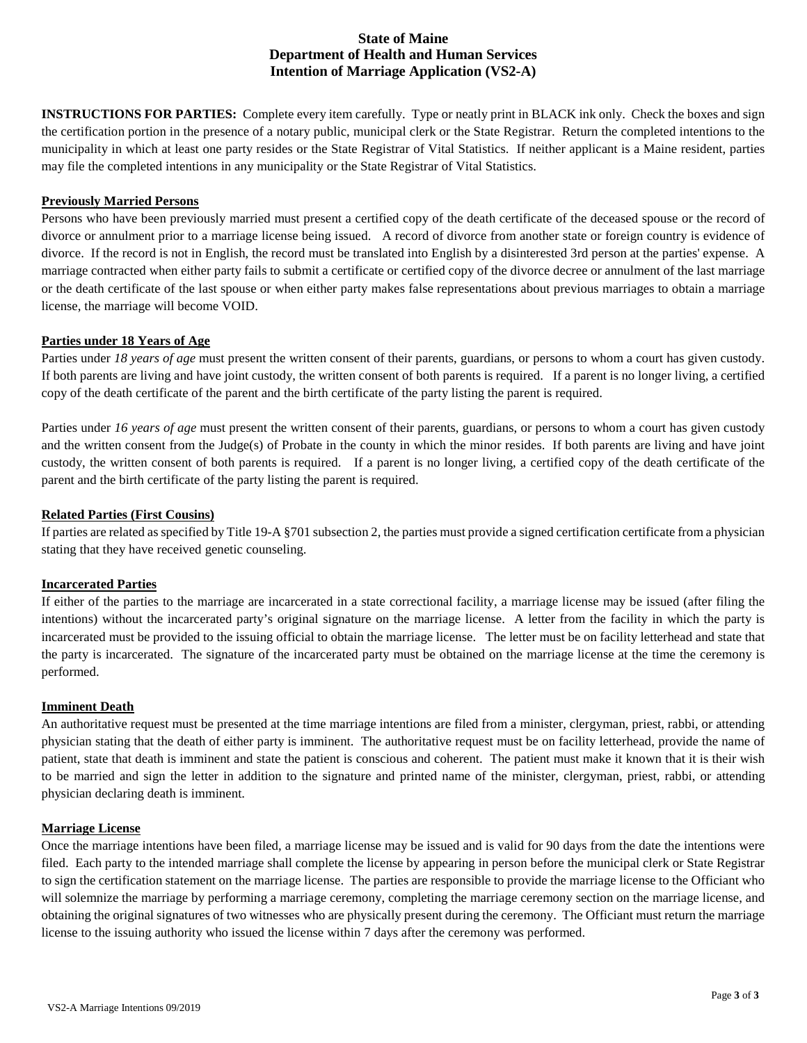# State of Maine
# Department of Health and Human Services
# Intention of Marriage Application (VS2-A)

**INSTRUCTIONS FOR PARTIES:** Complete every item carefully. Type or neatly print in BLACK ink only. Check the boxes and sign the certification portion in the presence of a notary public, municipal clerk or the State Registrar. Return the completed intentions to the municipality in which at least one party resides or the State Registrar of Vital Statistics. If neither applicant is a Maine resident, parties may file the completed intentions in any municipality or the State Registrar of Vital Statistics.

## Previously Married Persons

Persons who have been previously married must present a certified copy of the death certificate of the deceased spouse or the record of divorce or annulment prior to a marriage license being issued. A record of divorce from another state or foreign country is evidence of divorce. If the record is not in English, the record must be translated into English by a disinterested 3rd person at the parties' expense. A marriage contracted when either party fails to submit a certificate or certified copy of the divorce decree or annulment of the last marriage or the death certificate of the last spouse or when either party makes false representations about previous marriages to obtain a marriage license, the marriage will become VOID.

## Parties under 18 Years of Age

Parties under *18 years of age* must present the written consent of their parents, guardians, or persons to whom a court has given custody. If both parents are living and have joint custody, the written consent of both parents is required. If a parent is no longer living, a certified copy of the death certificate of the parent and the birth certificate of the party listing the parent is required.

Parties under *16 years of age* must present the written consent of their parents, guardians, or persons to whom a court has given custody and the written consent from the Judge(s) of Probate in the county in which the minor resides. If both parents are living and have joint custody, the written consent of both parents is required. If a parent is no longer living, a certified copy of the death certificate of the parent and the birth certificate of the party listing the parent is required.

## Related Parties (First Cousins)

If parties are related as specified by Title 19-A §701 subsection 2, the parties must provide a signed certification certificate from a physician stating that they have received genetic counseling.

## Incarcerated Parties

If either of the parties to the marriage are incarcerated in a state correctional facility, a marriage license may be issued (after filing the intentions) without the incarcerated party's original signature on the marriage license. A letter from the facility in which the party is incarcerated must be provided to the issuing official to obtain the marriage license. The letter must be on facility letterhead and state that the party is incarcerated. The signature of the incarcerated party must be obtained on the marriage license at the time the ceremony is performed.

## Imminent Death

An authoritative request must be presented at the time marriage intentions are filed from a minister, clergyman, priest, rabbi, or attending physician stating that the death of either party is imminent. The authoritative request must be on facility letterhead, provide the name of patient, state that death is imminent and state the patient is conscious and coherent. The patient must make it known that it is their wish to be married and sign the letter in addition to the signature and printed name of the minister, clergyman, priest, rabbi, or attending physician declaring death is imminent.

## Marriage License

Once the marriage intentions have been filed, a marriage license may be issued and is valid for 90 days from the date the intentions were filed. Each party to the intended marriage shall complete the license by appearing in person before the municipal clerk or State Registrar to sign the certification statement on the marriage license. The parties are responsible to provide the marriage license to the Officiant who will solemnize the marriage by performing a marriage ceremony, completing the marriage ceremony section on the marriage license, and obtaining the original signatures of two witnesses who are physically present during the ceremony. The Officiant must return the marriage license to the issuing authority who issued the license within 7 days after the ceremony was performed.

VS2-A Marriage Intentions 09/2019